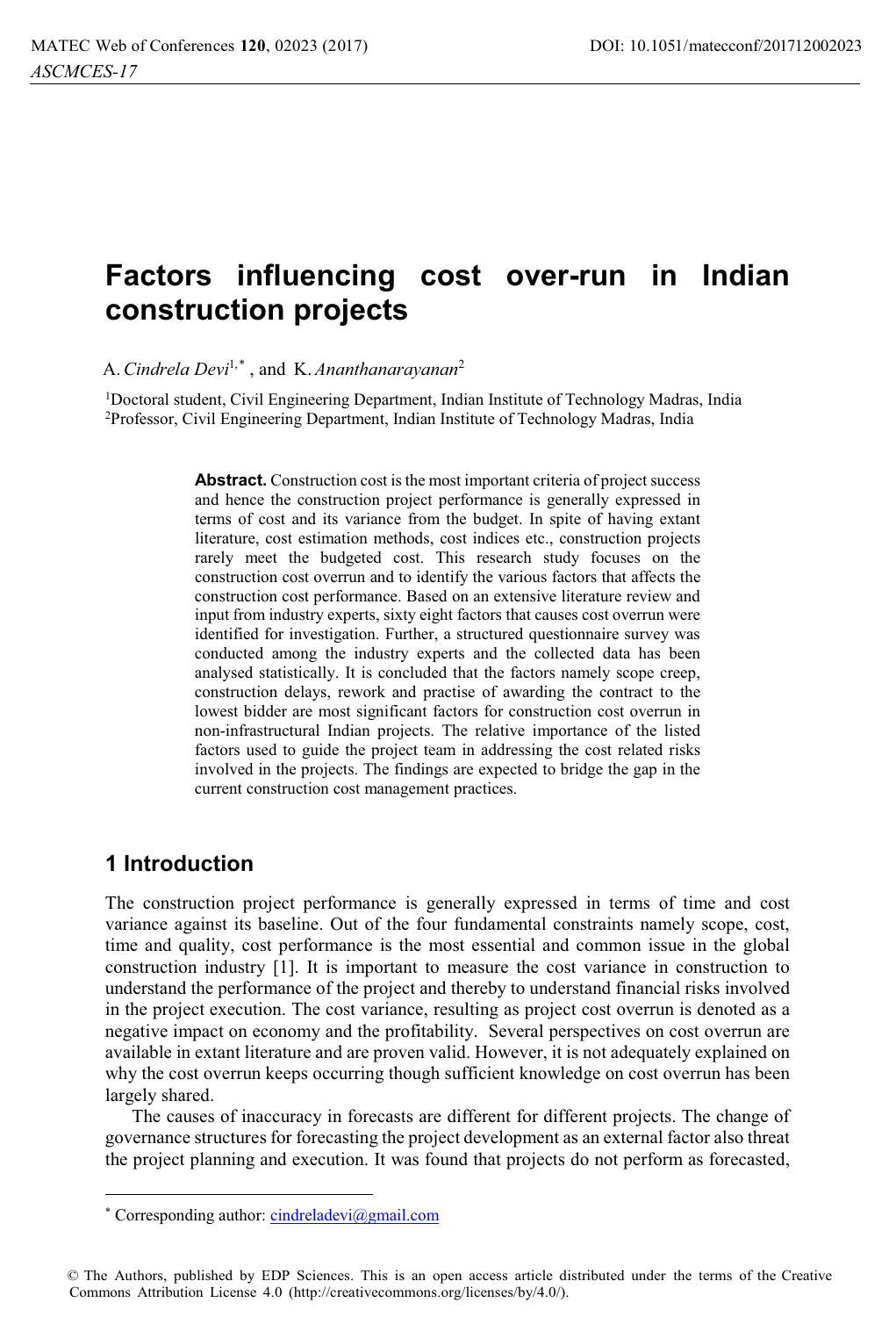# Factors influencing cost over-run in Indian construction projects

A. *Cindrela Devi*[1,*] , and K. *Ananthanarayanan*[2]

[1]Doctoral student, Civil Engineering Department, Indian Institute of Technology Madras, India
[2]Professor, Civil Engineering Department, Indian Institute of Technology Madras, India

**Abstract.** Construction cost is the most important criteria of project success and hence the construction project performance is generally expressed in terms of cost and its variance from the budget. In spite of having extant literature, cost estimation methods, cost indices etc., construction projects rarely meet the budgeted cost. This research study focuses on the construction cost overrun and to identify the various factors that affects the construction cost performance. Based on an extensive literature review and input from industry experts, sixty eight factors that causes cost overrun were identified for investigation. Further, a structured questionnaire survey was conducted among the industry experts and the collected data has been analysed statistically. It is concluded that the factors namely scope creep, construction delays, rework and practise of awarding the contract to the lowest bidder are most significant factors for construction cost overrun in non-infrastructural Indian projects. The relative importance of the listed factors used to guide the project team in addressing the cost related risks involved in the projects. The findings are expected to bridge the gap in the current construction cost management practices.

## 1 Introduction

The construction project performance is generally expressed in terms of time and cost variance against its baseline. Out of the four fundamental constraints namely scope, cost, time and quality, cost performance is the most essential and common issue in the global construction industry [1]. It is important to measure the cost variance in construction to understand the performance of the project and thereby to understand financial risks involved in the project execution. The cost variance, resulting as project cost overrun is denoted as a negative impact on economy and the profitability. Several perspectives on cost overrun are available in extant literature and are proven valid. However, it is not adequately explained on why the cost overrun keeps occurring though sufficient knowledge on cost overrun has been largely shared.

The causes of inaccuracy in forecasts are different for different projects. The change of governance structures for forecasting the project development as an external factor also threat the project planning and execution. It was found that projects do not perform as forecasted,

---

* Corresponding author: cindreladevi@gmail.com

© The Authors, published by EDP Sciences. This is an open access article distributed under the terms of the Creative Commons Attribution License 4.0 (http://creativecommons.org/licenses/by/4.0/).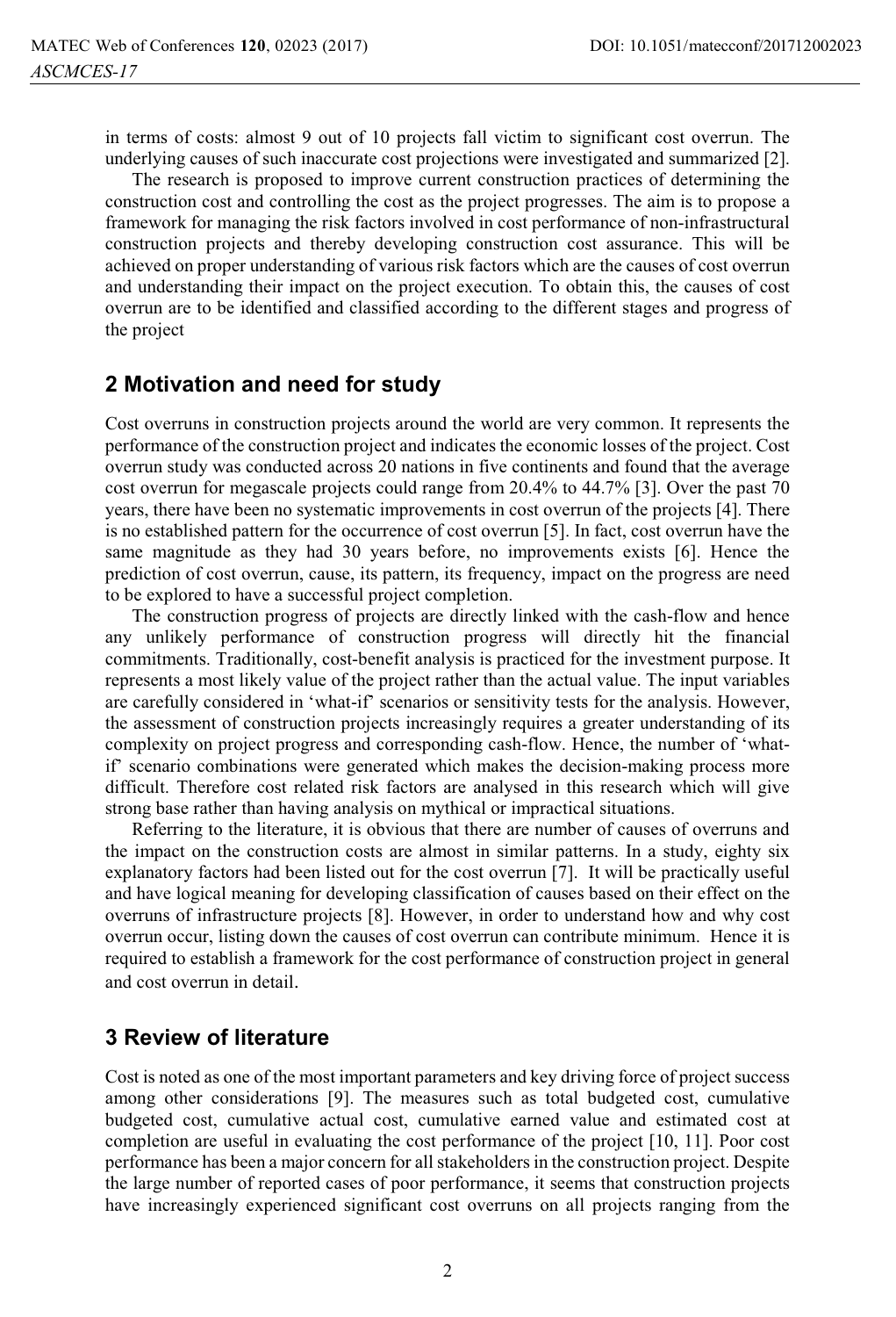in terms of costs: almost 9 out of 10 projects fall victim to significant cost overrun. The underlying causes of such inaccurate cost projections were investigated and summarized [2].

The research is proposed to improve current construction practices of determining the construction cost and controlling the cost as the project progresses. The aim is to propose a framework for managing the risk factors involved in cost performance of non-infrastructural construction projects and thereby developing construction cost assurance. This will be achieved on proper understanding of various risk factors which are the causes of cost overrun and understanding their impact on the project execution. To obtain this, the causes of cost overrun are to be identified and classified according to the different stages and progress of the project

## 2 Motivation and need for study

Cost overruns in construction projects around the world are very common. It represents the performance of the construction project and indicates the economic losses of the project. Cost overrun study was conducted across 20 nations in five continents and found that the average cost overrun for megascale projects could range from 20.4% to 44.7% [3]. Over the past 70 years, there have been no systematic improvements in cost overrun of the projects [4]. There is no established pattern for the occurrence of cost overrun [5]. In fact, cost overrun have the same magnitude as they had 30 years before, no improvements exists [6]. Hence the prediction of cost overrun, cause, its pattern, its frequency, impact on the progress are need to be explored to have a successful project completion.

The construction progress of projects are directly linked with the cash-flow and hence any unlikely performance of construction progress will directly hit the financial commitments. Traditionally, cost-benefit analysis is practiced for the investment purpose. It represents a most likely value of the project rather than the actual value. The input variables are carefully considered in 'what-if' scenarios or sensitivity tests for the analysis. However, the assessment of construction projects increasingly requires a greater understanding of its complexity on project progress and corresponding cash-flow. Hence, the number of 'what-if' scenario combinations were generated which makes the decision-making process more difficult. Therefore cost related risk factors are analysed in this research which will give strong base rather than having analysis on mythical or impractical situations.

Referring to the literature, it is obvious that there are number of causes of overruns and the impact on the construction costs are almost in similar patterns. In a study, eighty six explanatory factors had been listed out for the cost overrun [7]. It will be practically useful and have logical meaning for developing classification of causes based on their effect on the overruns of infrastructure projects [8]. However, in order to understand how and why cost overrun occur, listing down the causes of cost overrun can contribute minimum. Hence it is required to establish a framework for the cost performance of construction project in general and cost overrun in detail.

## 3 Review of literature

Cost is noted as one of the most important parameters and key driving force of project success among other considerations [9]. The measures such as total budgeted cost, cumulative budgeted cost, cumulative actual cost, cumulative earned value and estimated cost at completion are useful in evaluating the cost performance of the project [10, 11]. Poor cost performance has been a major concern for all stakeholders in the construction project. Despite the large number of reported cases of poor performance, it seems that construction projects have increasingly experienced significant cost overruns on all projects ranging from the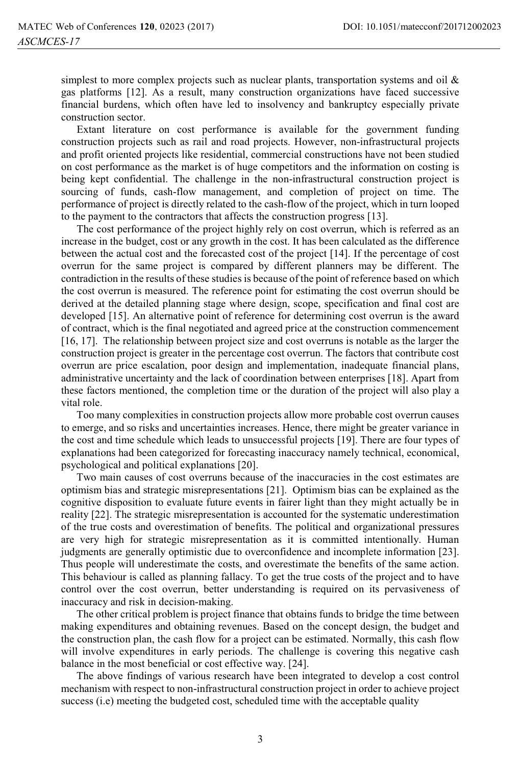simplest to more complex projects such as nuclear plants, transportation systems and oil & gas platforms [12]. As a result, many construction organizations have faced successive financial burdens, which often have led to insolvency and bankruptcy especially private construction sector.

Extant literature on cost performance is available for the government funding construction projects such as rail and road projects. However, non-infrastructural projects and profit oriented projects like residential, commercial constructions have not been studied on cost performance as the market is of huge competitors and the information on costing is being kept confidential. The challenge in the non-infrastructural construction project is sourcing of funds, cash-flow management, and completion of project on time. The performance of project is directly related to the cash-flow of the project, which in turn looped to the payment to the contractors that affects the construction progress [13].

The cost performance of the project highly rely on cost overrun, which is referred as an increase in the budget, cost or any growth in the cost. It has been calculated as the difference between the actual cost and the forecasted cost of the project [14]. If the percentage of cost overrun for the same project is compared by different planners may be different. The contradiction in the results of these studies is because of the point of reference based on which the cost overrun is measured. The reference point for estimating the cost overrun should be derived at the detailed planning stage where design, scope, specification and final cost are developed [15]. An alternative point of reference for determining cost overrun is the award of contract, which is the final negotiated and agreed price at the construction commencement [16, 17]. The relationship between project size and cost overruns is notable as the larger the construction project is greater in the percentage cost overrun. The factors that contribute cost overrun are price escalation, poor design and implementation, inadequate financial plans, administrative uncertainty and the lack of coordination between enterprises [18]. Apart from these factors mentioned, the completion time or the duration of the project will also play a vital role.

Too many complexities in construction projects allow more probable cost overrun causes to emerge, and so risks and uncertainties increases. Hence, there might be greater variance in the cost and time schedule which leads to unsuccessful projects [19]. There are four types of explanations had been categorized for forecasting inaccuracy namely technical, economical, psychological and political explanations [20].

Two main causes of cost overruns because of the inaccuracies in the cost estimates are optimism bias and strategic misrepresentations [21]. Optimism bias can be explained as the cognitive disposition to evaluate future events in fairer light than they might actually be in reality [22]. The strategic misrepresentation is accounted for the systematic underestimation of the true costs and overestimation of benefits. The political and organizational pressures are very high for strategic misrepresentation as it is committed intentionally. Human judgments are generally optimistic due to overconfidence and incomplete information [23]. Thus people will underestimate the costs, and overestimate the benefits of the same action. This behaviour is called as planning fallacy. To get the true costs of the project and to have control over the cost overrun, better understanding is required on its pervasiveness of inaccuracy and risk in decision-making.

The other critical problem is project finance that obtains funds to bridge the time between making expenditures and obtaining revenues. Based on the concept design, the budget and the construction plan, the cash flow for a project can be estimated. Normally, this cash flow will involve expenditures in early periods. The challenge is covering this negative cash balance in the most beneficial or cost effective way. [24].

The above findings of various research have been integrated to develop a cost control mechanism with respect to non-infrastructural construction project in order to achieve project success (i.e) meeting the budgeted cost, scheduled time with the acceptable quality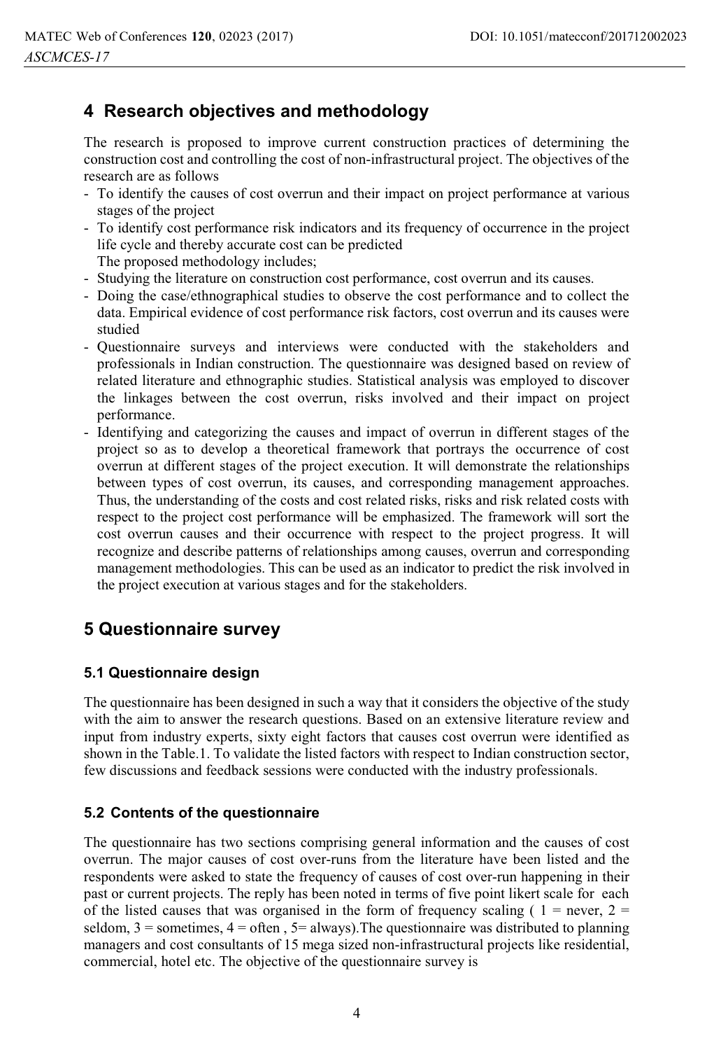## 4 Research objectives and methodology

The research is proposed to improve current construction practices of determining the construction cost and controlling the cost of non-infrastructural project. The objectives of the research are as follows

- To identify the causes of cost overrun and their impact on project performance at various stages of the project
- To identify cost performance risk indicators and its frequency of occurrence in the project life cycle and thereby accurate cost can be predicted

  The proposed methodology includes;
- Studying the literature on construction cost performance, cost overrun and its causes.
- Doing the case/ethnographical studies to observe the cost performance and to collect the data. Empirical evidence of cost performance risk factors, cost overrun and its causes were studied
- Questionnaire surveys and interviews were conducted with the stakeholders and professionals in Indian construction. The questionnaire was designed based on review of related literature and ethnographic studies. Statistical analysis was employed to discover the linkages between the cost overrun, risks involved and their impact on project performance.
- Identifying and categorizing the causes and impact of overrun in different stages of the project so as to develop a theoretical framework that portrays the occurrence of cost overrun at different stages of the project execution. It will demonstrate the relationships between types of cost overrun, its causes, and corresponding management approaches. Thus, the understanding of the costs and cost related risks, risks and risk related costs with respect to the project cost performance will be emphasized. The framework will sort the cost overrun causes and their occurrence with respect to the project progress. It will recognize and describe patterns of relationships among causes, overrun and corresponding management methodologies. This can be used as an indicator to predict the risk involved in the project execution at various stages and for the stakeholders.

## 5 Questionnaire survey

### 5.1 Questionnaire design

The questionnaire has been designed in such a way that it considers the objective of the study with the aim to answer the research questions. Based on an extensive literature review and input from industry experts, sixty eight factors that causes cost overrun were identified as shown in the Table.1. To validate the listed factors with respect to Indian construction sector, few discussions and feedback sessions were conducted with the industry professionals.

### 5.2 Contents of the questionnaire

The questionnaire has two sections comprising general information and the causes of cost overrun. The major causes of cost over-runs from the literature have been listed and the respondents were asked to state the frequency of causes of cost over-run happening in their past or current projects. The reply has been noted in terms of five point likert scale for each of the listed causes that was organised in the form of frequency scaling ( 1 = never, 2 = seldom, 3 = sometimes, 4 = often , 5= always).The questionnaire was distributed to planning managers and cost consultants of 15 mega sized non-infrastructural projects like residential, commercial, hotel etc. The objective of the questionnaire survey is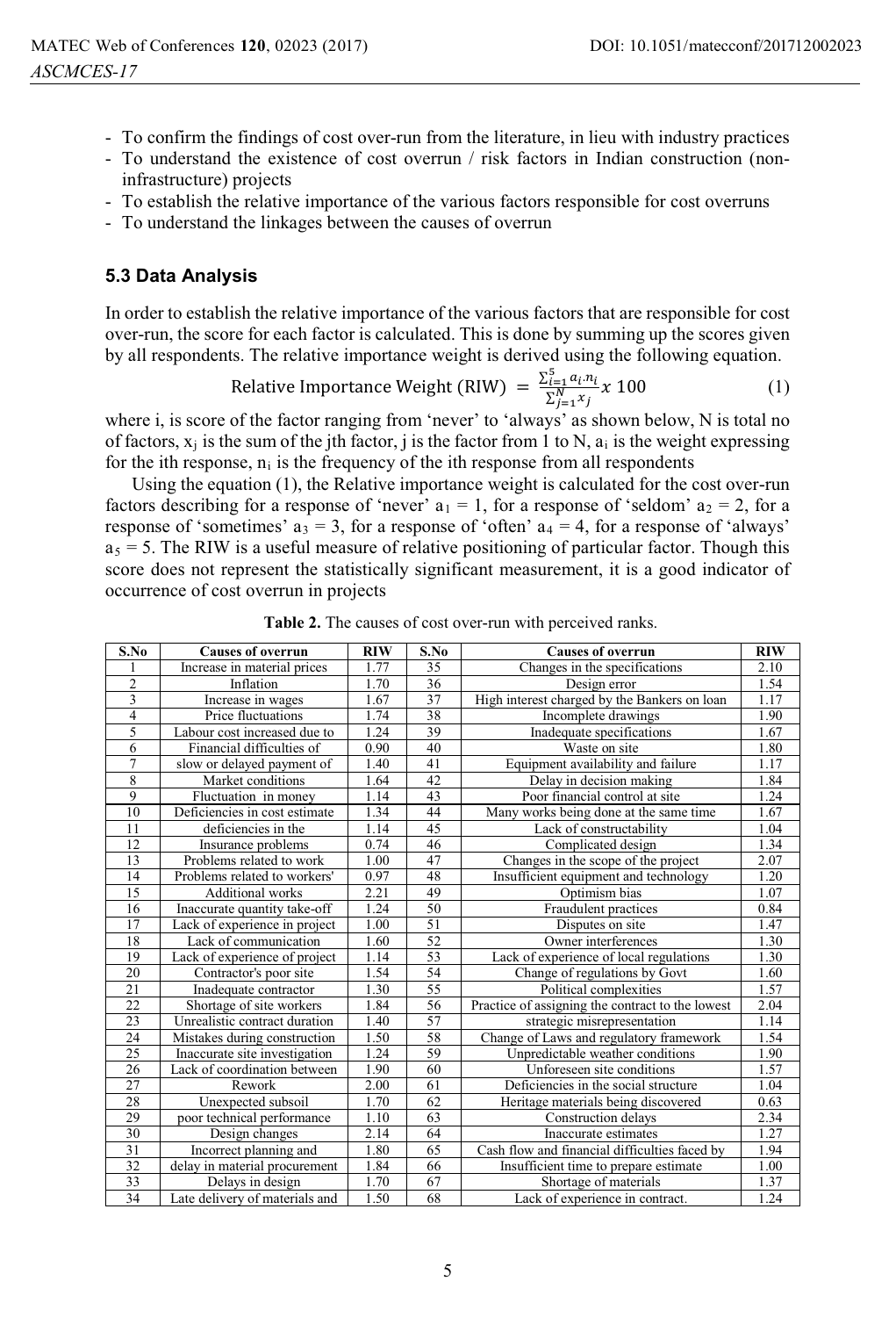- To confirm the findings of cost over-run from the literature, in lieu with industry practices
- To understand the existence of cost overrun / risk factors in Indian construction (non-infrastructure) projects
- To establish the relative importance of the various factors responsible for cost overruns
- To understand the linkages between the causes of overrun

### 5.3 Data Analysis

In order to establish the relative importance of the various factors that are responsible for cost over-run, the score for each factor is calculated. This is done by summing up the scores given by all respondents. The relative importance weight is derived using the following equation.

$$\text{Relative Importance Weight (RIW)} = \frac{\sum_{i=1}^{5} a_i . n_i}{\sum_{j=1}^{N} x_j} x\ 100 \tag{1}$$

where i, is score of the factor ranging from 'never' to 'always' as shown below, N is total no of factors, $x_j$ is the sum of the jth factor, j is the factor from 1 to N, $a_i$ is the weight expressing for the ith response, $n_i$ is the frequency of the ith response from all respondents

Using the equation (1), the Relative importance weight is calculated for the cost over-run factors describing for a response of 'never' $a_1 = 1$, for a response of 'seldom' $a_2 = 2$, for a response of 'sometimes' $a_3 = 3$, for a response of 'often' $a_4 = 4$, for a response of 'always' $a_5 = 5$. The RIW is a useful measure of relative positioning of particular factor. Though this score does not represent the statistically significant measurement, it is a good indicator of occurrence of cost overrun in projects

**Table 2.** The causes of cost over-run with perceived ranks.

| S.No | Causes of overrun | RIW | S.No | Causes of overrun | RIW |
|---|---|---|---|---|---|
| 1 | Increase in material prices | 1.77 | 35 | Changes in the specifications | 2.10 |
| 2 | Inflation | 1.70 | 36 | Design error | 1.54 |
| 3 | Increase in wages | 1.67 | 37 | High interest charged by the Bankers on loan | 1.17 |
| 4 | Price fluctuations | 1.74 | 38 | Incomplete drawings | 1.90 |
| 5 | Labour cost increased due to | 1.24 | 39 | Inadequate specifications | 1.67 |
| 6 | Financial difficulties of | 0.90 | 40 | Waste on site | 1.80 |
| 7 | slow or delayed payment of | 1.40 | 41 | Equipment availability and failure | 1.17 |
| 8 | Market conditions | 1.64 | 42 | Delay in decision making | 1.84 |
| 9 | Fluctuation in money | 1.14 | 43 | Poor financial control at site | 1.24 |
| 10 | Deficiencies in cost estimate | 1.34 | 44 | Many works being done at the same time | 1.67 |
| 11 | deficiencies in the | 1.14 | 45 | Lack of constructability | 1.04 |
| 12 | Insurance problems | 0.74 | 46 | Complicated design | 1.34 |
| 13 | Problems related to work | 1.00 | 47 | Changes in the scope of the project | 2.07 |
| 14 | Problems related to workers' | 0.97 | 48 | Insufficient equipment and technology | 1.20 |
| 15 | Additional works | 2.21 | 49 | Optimism bias | 1.07 |
| 16 | Inaccurate quantity take-off | 1.24 | 50 | Fraudulent practices | 0.84 |
| 17 | Lack of experience in project | 1.00 | 51 | Disputes on site | 1.47 |
| 18 | Lack of communication | 1.60 | 52 | Owner interferences | 1.30 |
| 19 | Lack of experience of project | 1.14 | 53 | Lack of experience of local regulations | 1.30 |
| 20 | Contractor's poor site | 1.54 | 54 | Change of regulations by Govt | 1.60 |
| 21 | Inadequate contractor | 1.30 | 55 | Political complexities | 1.57 |
| 22 | Shortage of site workers | 1.84 | 56 | Practice of assigning the contract to the lowest | 2.04 |
| 23 | Unrealistic contract duration | 1.40 | 57 | strategic misrepresentation | 1.14 |
| 24 | Mistakes during construction | 1.50 | 58 | Change of Laws and regulatory framework | 1.54 |
| 25 | Inaccurate site investigation | 1.24 | 59 | Unpredictable weather conditions | 1.90 |
| 26 | Lack of coordination between | 1.90 | 60 | Unforeseen site conditions | 1.57 |
| 27 | Rework | 2.00 | 61 | Deficiencies in the social structure | 1.04 |
| 28 | Unexpected subsoil | 1.70 | 62 | Heritage materials being discovered | 0.63 |
| 29 | poor technical performance | 1.10 | 63 | Construction delays | 2.34 |
| 30 | Design changes | 2.14 | 64 | Inaccurate estimates | 1.27 |
| 31 | Incorrect planning and | 1.80 | 65 | Cash flow and financial difficulties faced by | 1.94 |
| 32 | delay in material procurement | 1.84 | 66 | Insufficient time to prepare estimate | 1.00 |
| 33 | Delays in design | 1.70 | 67 | Shortage of materials | 1.37 |
| 34 | Late delivery of materials and | 1.50 | 68 | Lack of experience in contract. | 1.24 |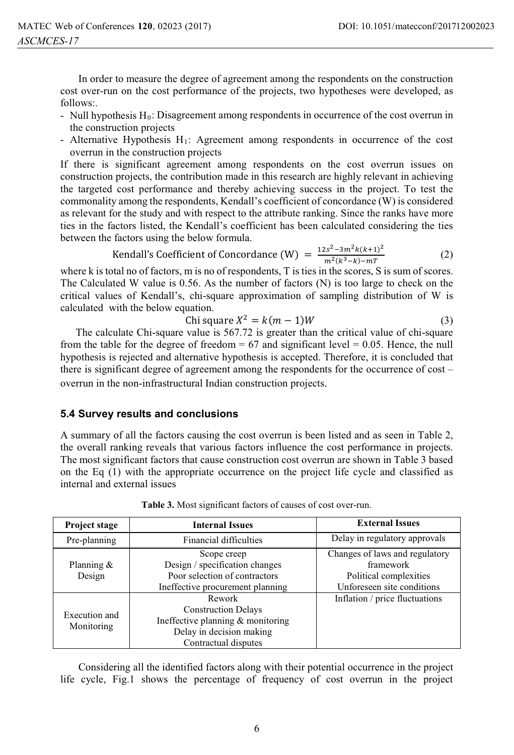In order to measure the degree of agreement among the respondents on the construction cost over-run on the cost performance of the projects, two hypotheses were developed, as follows:.

- Null hypothesis $H_0$: Disagreement among respondents in occurrence of the cost overrun in the construction projects
- Alternative Hypothesis $H_1$: Agreement among respondents in occurrence of the cost overrun in the construction projects

If there is significant agreement among respondents on the cost overrun issues on construction projects, the contribution made in this research are highly relevant in achieving the targeted cost performance and thereby achieving success in the project. To test the commonality among the respondents, Kendall's coefficient of concordance (W) is considered as relevant for the study and with respect to the attribute ranking. Since the ranks have more ties in the factors listed, the Kendall's coefficient has been calculated considering the ties between the factors using the below formula.

$$\text{Kendall's Coefficient of Concordance (W)} = \frac{12s^2 - 3m^2k(k+1)^2}{m^2(k^3-k) - mT} \quad (2)$$

where k is total no of factors, m is no of respondents, T is ties in the scores, S is sum of scores. The Calculated W value is 0.56. As the number of factors (N) is too large to check on the critical values of Kendall's, chi-square approximation of sampling distribution of W is calculated with the below equation.

$$\text{Chi square } X^2 = k(m-1)W \quad (3)$$

The calculate Chi-square value is 567.72 is greater than the critical value of chi-square from the table for the degree of freedom = 67 and significant level = 0.05. Hence, the null hypothesis is rejected and alternative hypothesis is accepted. Therefore, it is concluded that there is significant degree of agreement among the respondents for the occurrence of cost – overrun in the non-infrastructural Indian construction projects.

### 5.4 Survey results and conclusions

A summary of all the factors causing the cost overrun is been listed and as seen in Table 2, the overall ranking reveals that various factors influence the cost performance in projects. The most significant factors that cause construction cost overrun are shown in Table 3 based on the Eq (1) with the appropriate occurrence on the project life cycle and classified as internal and external issues

**Table 3.** Most significant factors of causes of cost over-run.

| Project stage | Internal Issues | External Issues |
|---|---|---|
| Pre-planning | Financial difficulties | Delay in regulatory approvals |
| Planning & Design | Scope creep<br>Design / specification changes<br>Poor selection of contractors<br>Ineffective procurement planning | Changes of laws and regulatory framework<br>Political complexities<br>Unforeseen site conditions |
| Execution and Monitoring | Rework<br>Construction Delays<br>Ineffective planning & monitoring<br>Delay in decision making<br>Contractual disputes | Inflation / price fluctuations |

Considering all the identified factors along with their potential occurrence in the project life cycle, Fig.1 shows the percentage of frequency of cost overrun in the project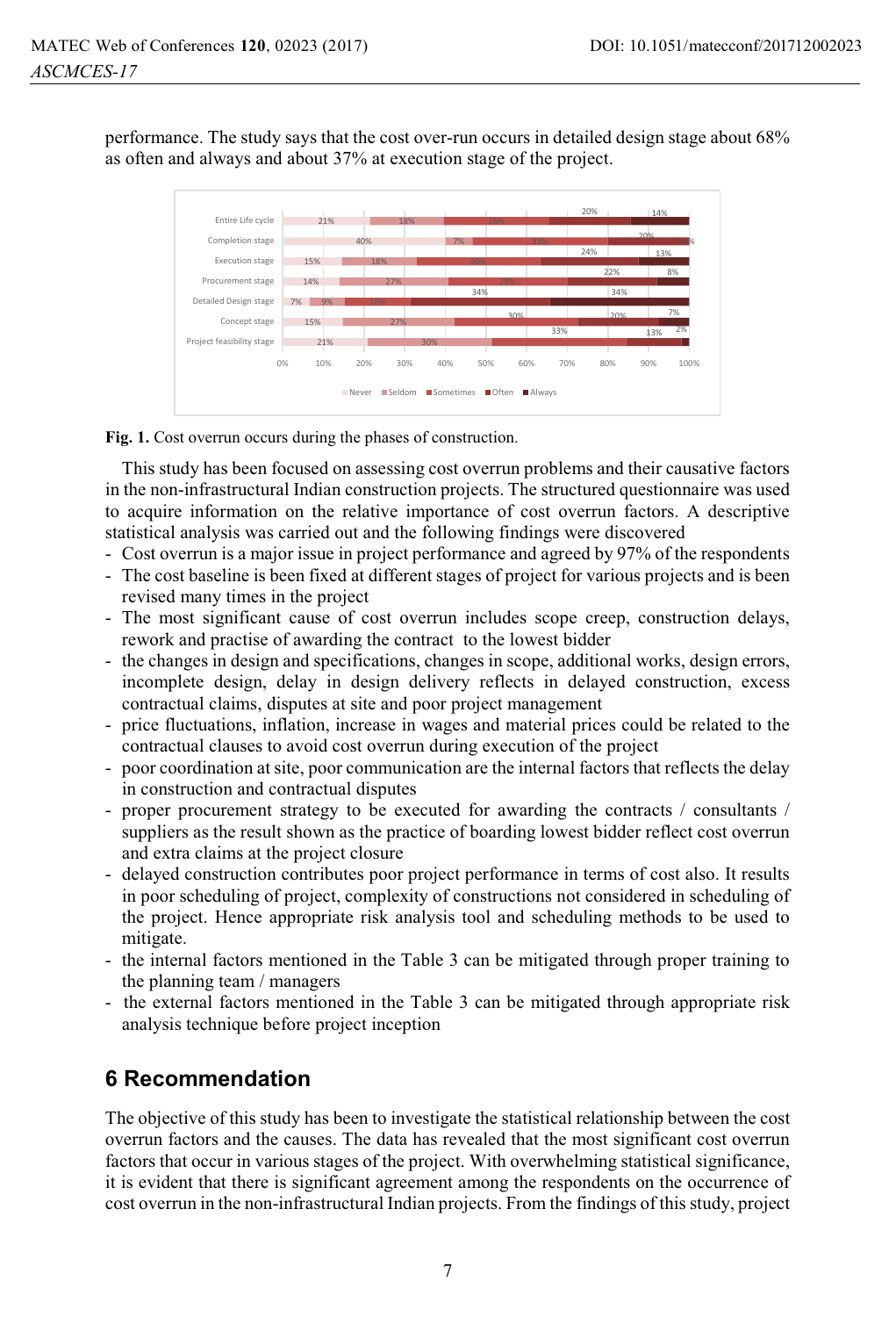performance. The study says that the cost over-run occurs in detailed design stage about 68% as often and always and about 37% at execution stage of the project.

**Fig. 1.** Cost overrun occurs during the phases of construction.

This study has been focused on assessing cost overrun problems and their causative factors in the non-infrastructural Indian construction projects. The structured questionnaire was used to acquire information on the relative importance of cost overrun factors. A descriptive statistical analysis was carried out and the following findings were discovered

- Cost overrun is a major issue in project performance and agreed by 97% of the respondents
- The cost baseline is been fixed at different stages of project for various projects and is been revised many times in the project
- The most significant cause of cost overrun includes scope creep, construction delays, rework and practise of awarding the contract to the lowest bidder
- the changes in design and specifications, changes in scope, additional works, design errors, incomplete design, delay in design delivery reflects in delayed construction, excess contractual claims, disputes at site and poor project management
- price fluctuations, inflation, increase in wages and material prices could be related to the contractual clauses to avoid cost overrun during execution of the project
- poor coordination at site, poor communication are the internal factors that reflects the delay in construction and contractual disputes
- proper procurement strategy to be executed for awarding the contracts / consultants / suppliers as the result shown as the practice of boarding lowest bidder reflect cost overrun and extra claims at the project closure
- delayed construction contributes poor project performance in terms of cost also. It results in poor scheduling of project, complexity of constructions not considered in scheduling of the project. Hence appropriate risk analysis tool and scheduling methods to be used to mitigate.
- the internal factors mentioned in the Table 3 can be mitigated through proper training to the planning team / managers
- the external factors mentioned in the Table 3 can be mitigated through appropriate risk analysis technique before project inception

## 6 Recommendation

The objective of this study has been to investigate the statistical relationship between the cost overrun factors and the causes. The data has revealed that the most significant cost overrun factors that occur in various stages of the project. With overwhelming statistical significance, it is evident that there is significant agreement among the respondents on the occurrence of cost overrun in the non-infrastructural Indian projects. From the findings of this study, project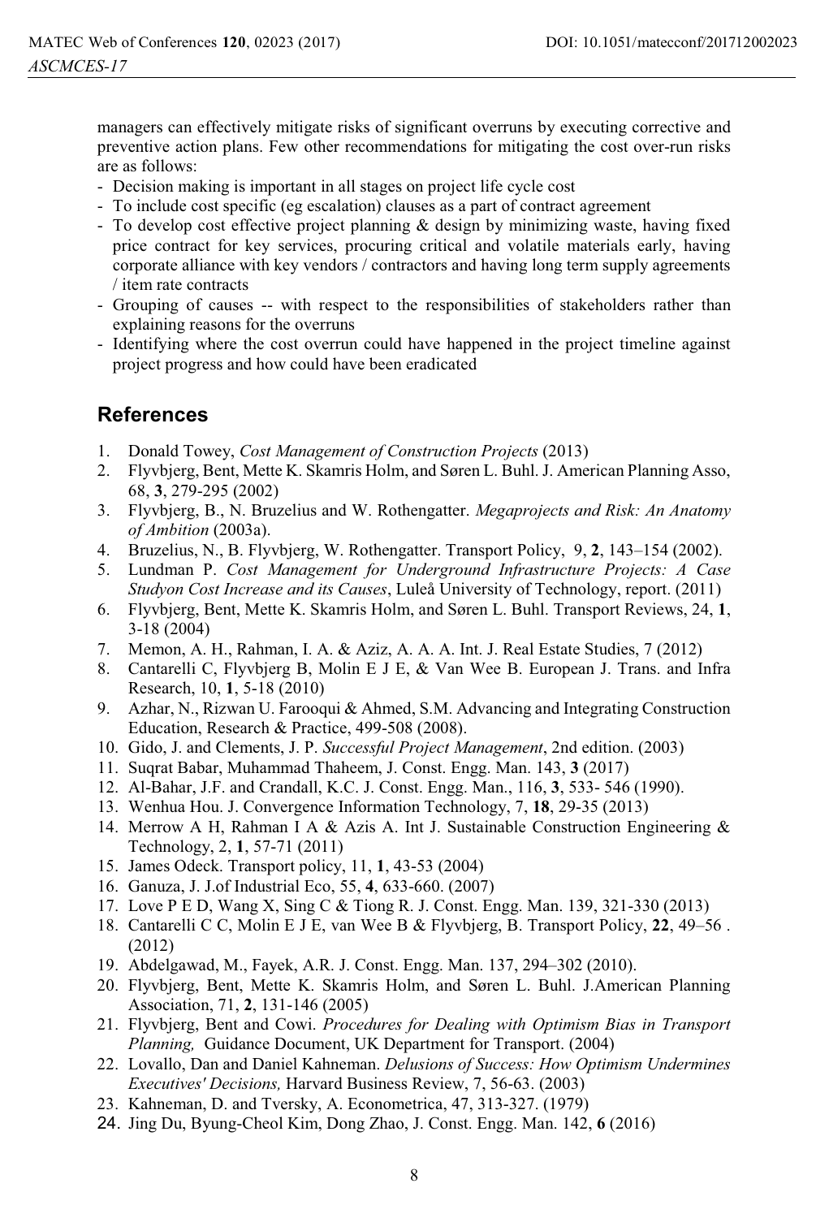managers can effectively mitigate risks of significant overruns by executing corrective and preventive action plans. Few other recommendations for mitigating the cost over-run risks are as follows:

- Decision making is important in all stages on project life cycle cost
- To include cost specific (eg escalation) clauses as a part of contract agreement
- To develop cost effective project planning & design by minimizing waste, having fixed price contract for key services, procuring critical and volatile materials early, having corporate alliance with key vendors / contractors and having long term supply agreements / item rate contracts
- Grouping of causes -- with respect to the responsibilities of stakeholders rather than explaining reasons for the overruns
- Identifying where the cost overrun could have happened in the project timeline against project progress and how could have been eradicated

## References

1. Donald Towey, *Cost Management of Construction Projects* (2013)
2. Flyvbjerg, Bent, Mette K. Skamris Holm, and Søren L. Buhl. J. American Planning Asso, 68, **3**, 279-295 (2002)
3. Flyvbjerg, B., N. Bruzelius and W. Rothengatter. *Megaprojects and Risk: An Anatomy of Ambition* (2003a).
4. Bruzelius, N., B. Flyvbjerg, W. Rothengatter. Transport Policy, 9, **2**, 143–154 (2002).
5. Lundman P. *Cost Management for Underground Infrastructure Projects: A Case Studyon Cost Increase and its Causes*, Luleå University of Technology, report. (2011)
6. Flyvbjerg, Bent, Mette K. Skamris Holm, and Søren L. Buhl. Transport Reviews, 24, **1**, 3-18 (2004)
7. Memon, A. H., Rahman, I. A. & Aziz, A. A. A. Int. J. Real Estate Studies, 7 (2012)
8. Cantarelli C, Flyvbjerg B, Molin E J E, & Van Wee B. European J. Trans. and Infra Research, 10, **1**, 5-18 (2010)
9. Azhar, N., Rizwan U. Farooqui & Ahmed, S.M. Advancing and Integrating Construction Education, Research & Practice, 499-508 (2008).
10. Gido, J. and Clements, J. P. *Successful Project Management*, 2nd edition. (2003)
11. Suqrat Babar, Muhammad Thaheem, J. Const. Engg. Man. 143, **3** (2017)
12. Al-Bahar, J.F. and Crandall, K.C. J. Const. Engg. Man., 116, **3**, 533- 546 (1990).
13. Wenhua Hou. J. Convergence Information Technology, 7, **18**, 29-35 (2013)
14. Merrow A H, Rahman I A & Azis A. Int J. Sustainable Construction Engineering & Technology, 2, **1**, 57-71 (2011)
15. James Odeck. Transport policy, 11, **1**, 43-53 (2004)
16. Ganuza, J. J.of Industrial Eco, 55, **4**, 633-660. (2007)
17. Love P E D, Wang X, Sing C & Tiong R. J. Const. Engg. Man. 139, 321-330 (2013)
18. Cantarelli C C, Molin E J E, van Wee B & Flyvbjerg, B. Transport Policy, **22**, 49–56 . (2012)
19. Abdelgawad, M., Fayek, A.R. J. Const. Engg. Man. 137, 294–302 (2010).
20. Flyvbjerg, Bent, Mette K. Skamris Holm, and Søren L. Buhl. J.American Planning Association, 71, **2**, 131-146 (2005)
21. Flyvbjerg, Bent and Cowi. *Procedures for Dealing with Optimism Bias in Transport Planning,* Guidance Document, UK Department for Transport. (2004)
22. Lovallo, Dan and Daniel Kahneman. *Delusions of Success: How Optimism Undermines Executives' Decisions,* Harvard Business Review, 7, 56-63. (2003)
23. Kahneman, D. and Tversky, A. Econometrica, 47, 313-327. (1979)
24. Jing Du, Byung-Cheol Kim, Dong Zhao, J. Const. Engg. Man. 142, **6** (2016)